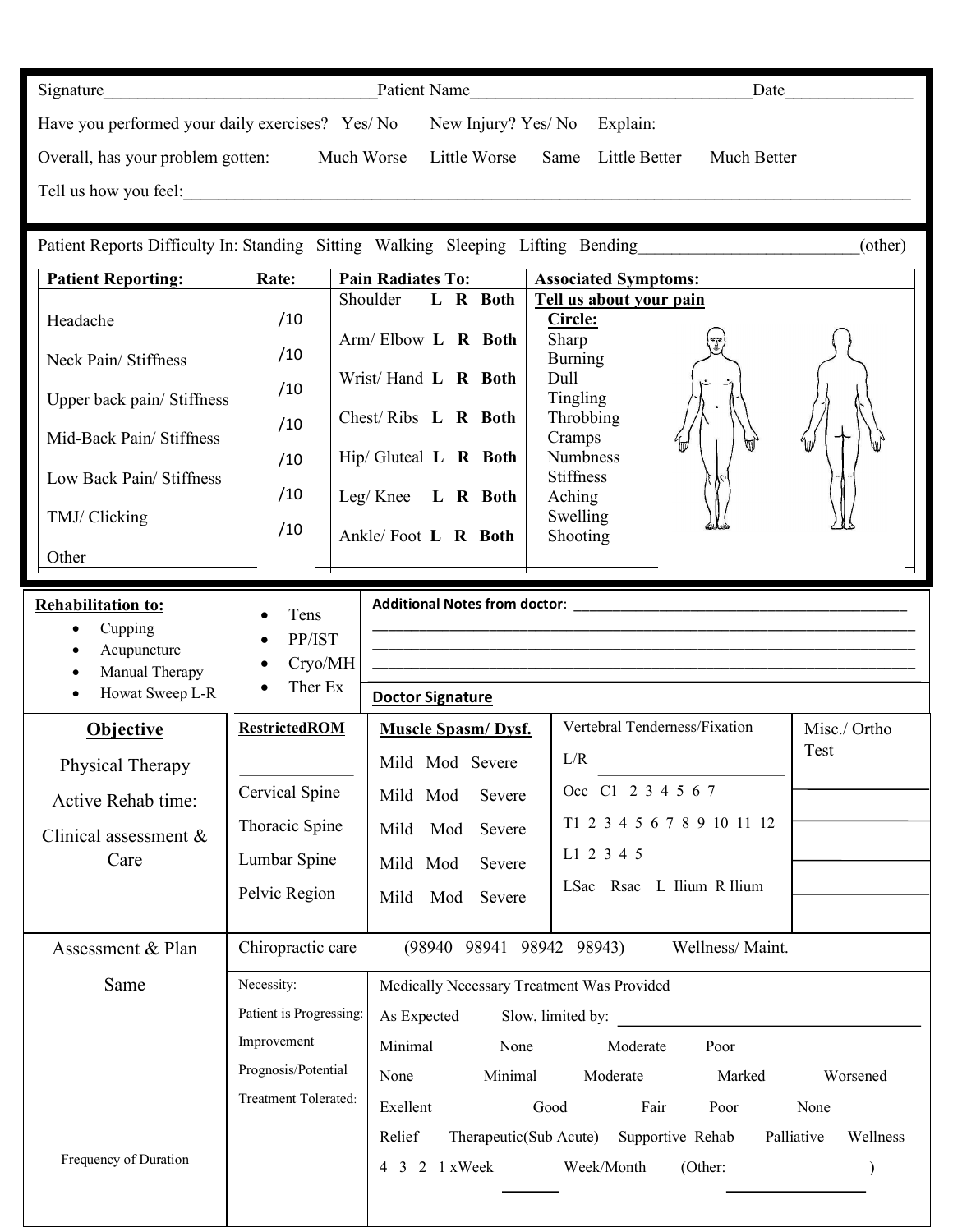Signature_______________________________Patient Name________________________________Date_______________

Have you performed your daily exercises? Yes/ No New Injury? Yes/ No Explain:

Overall, has your problem gotten: Much Worse Little Worse Same Little Better Much Better

Tell us how you feel:_____________________________________________________________________________________

Patient Reports Difficulty In: Standing Sitting Walking Sleeping Lifting Bending_________________________(other)

| Patient Reporting: | Rate: | Pain Radiates To: | Associated Symptoms: |
|---|---|---|---|
| | | Shoulder **L R Both** | **Tell us about your pain** |
| Headache | /10 | Arm/ Elbow **L R Both** | **Circle:** Sharp Burning |
| Neck Pain/ Stiffness | /10 | Wrist/ Hand **L R Both** | Dull Tingling |
| Upper back pain/ Stiffness | /10 | Chest/ Ribs **L R Both** | Throbbing Cramps |
| Mid-Back Pain/ Stiffness | /10 | Hip/ Gluteal **L R Both** | Numbness Stiffness |
| Low Back Pain/ Stiffness | /10 | Leg/ Knee **L R Both** | Aching Swelling |
| TMJ/ Clicking | /10 | Ankle/ Foot **L R Both** | Shooting |
| Other | | | |

**Rehabilitation to:**

- Cupping
- Acupuncture
- Manual Therapy
- Howat Sweep L-R
- Tens
- PP/IST
- Cryo/MH
- Ther Ex

**Additional Notes from doctor**: ____________________________________________

________________________________________________________________________

________________________________________________________________________

________________________________________________________________________

**Doctor Signature**

| **Objective** | **RestrictedROM** | **Muscle Spasm/ Dysf.** | Vertebral Tenderness/Fixation | Misc./ Ortho Test |
|---|---|---|---|---|
| Physical Therapy | _____________ | Mild Mod Severe | L/R ______________________ | |
| Active Rehab time: | Cervical Spine | Mild Mod Severe | Occ C1 2 3 4 5 6 7 | |
| Clinical assessment & Care | Thoracic Spine | Mild Mod Severe | T1 2 3 4 5 6 7 8 9 10 11 12 | |
| | Lumbar Spine | Mild Mod Severe | L1 2 3 4 5 | |
| | Pelvic Region | Mild Mod Severe | LSac Rsac L Ilium R Ilium | |

| Assessment & Plan | Chiropractic care (98940 98941 98942 98943) Wellness/ Maint. | |
|---|---|---|
| Same | Necessity: | Medically Necessary Treatment Was Provided |
| | Patient is Progressing: | As Expected Slow, limited by: ______________________________ |
| | Improvement | Minimal None Moderate Poor |
| | Prognosis/Potential | None Minimal Moderate Marked Worsened |
| | Treatment Tolerated: | Exellent Good Fair Poor None |
| | | Relief Therapeutic(Sub Acute) Supportive Rehab Palliative Wellness |
| Frequency of Duration | | 4 3 2 1 xWeek Week/Month (Other: ) |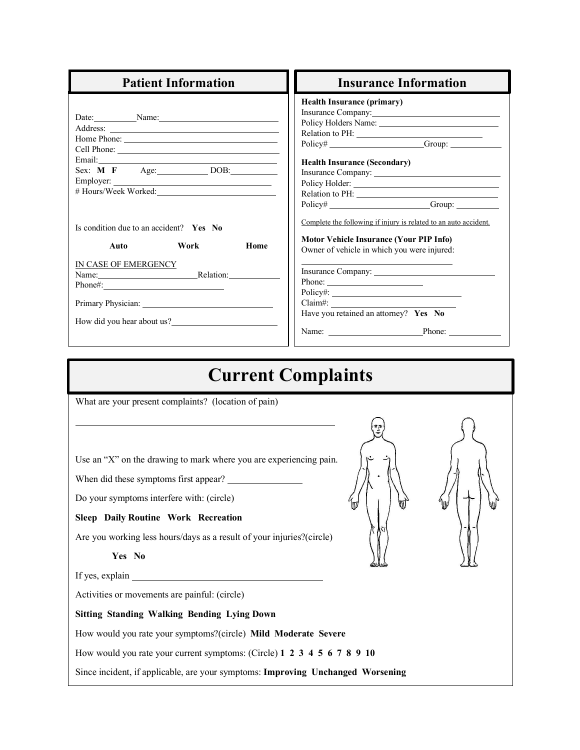## Patient Information

Date:__________ Name:______________________________

Address: ______________________________________

Home Phone: ___________________________________

Cell Phone: ____________________________________

Email:_________________________________________

Sex: **M F** Age:____________ DOB:___________

Employer: _____________________________________

# Hours/Week Worked:___________________________

Is condition due to an accident? **Yes No**

**Auto** **Work** **Home**

IN CASE OF EMERGENCY

Name:_______________________ Relation:____________

Phone#:_____________________________

Primary Physician: ____________________________

How did you hear about us?_______________________

## Insurance Information

**Health Insurance (primary)**

Insurance Company:_____________________________

Policy Holders Name: ___________________________

Relation to PH: ________________________________

Policy# _____________________ Group: ____________

**Health Insurance (Secondary)**

Insurance Company: _____________________________

Policy Holder: _________________________________

Relation to PH: ________________________________

Policy# _______________________ Group: __________

Complete the following if injury is related to an auto accident.

**Motor Vehicle Insurance (Your PIP Info)**

Owner of vehicle in which you were injured:

____________________________________

Insurance Company: ___________________________

Phone: ______________________

Policy#: ______________________________

Claim#: ______________________________

Have you retained an attorney? **Yes No**

Name: ______________________ Phone: ____________

# Current Complaints

What are your present complaints? (location of pain)

____________________________________________________________

Use an "X" on the drawing to mark where you are experiencing pain.

When did these symptoms first appear? _______________

Do your symptoms interfere with: (circle)

**Sleep Daily Routine Work Recreation**

Are you working less hours/days as a result of your injuries?(circle)

**Yes No**

If yes, explain ________________________________________

Activities or movements are painful: (circle)

**Sitting Standing Walking Bending Lying Down**

How would you rate your symptoms?(circle) **Mild Moderate Severe**

How would you rate your current symptoms: (Circle) **1 2 3 4 5 6 7 8 9 10**

Since incident, if applicable, are your symptoms: **Improving Unchanged Worsening**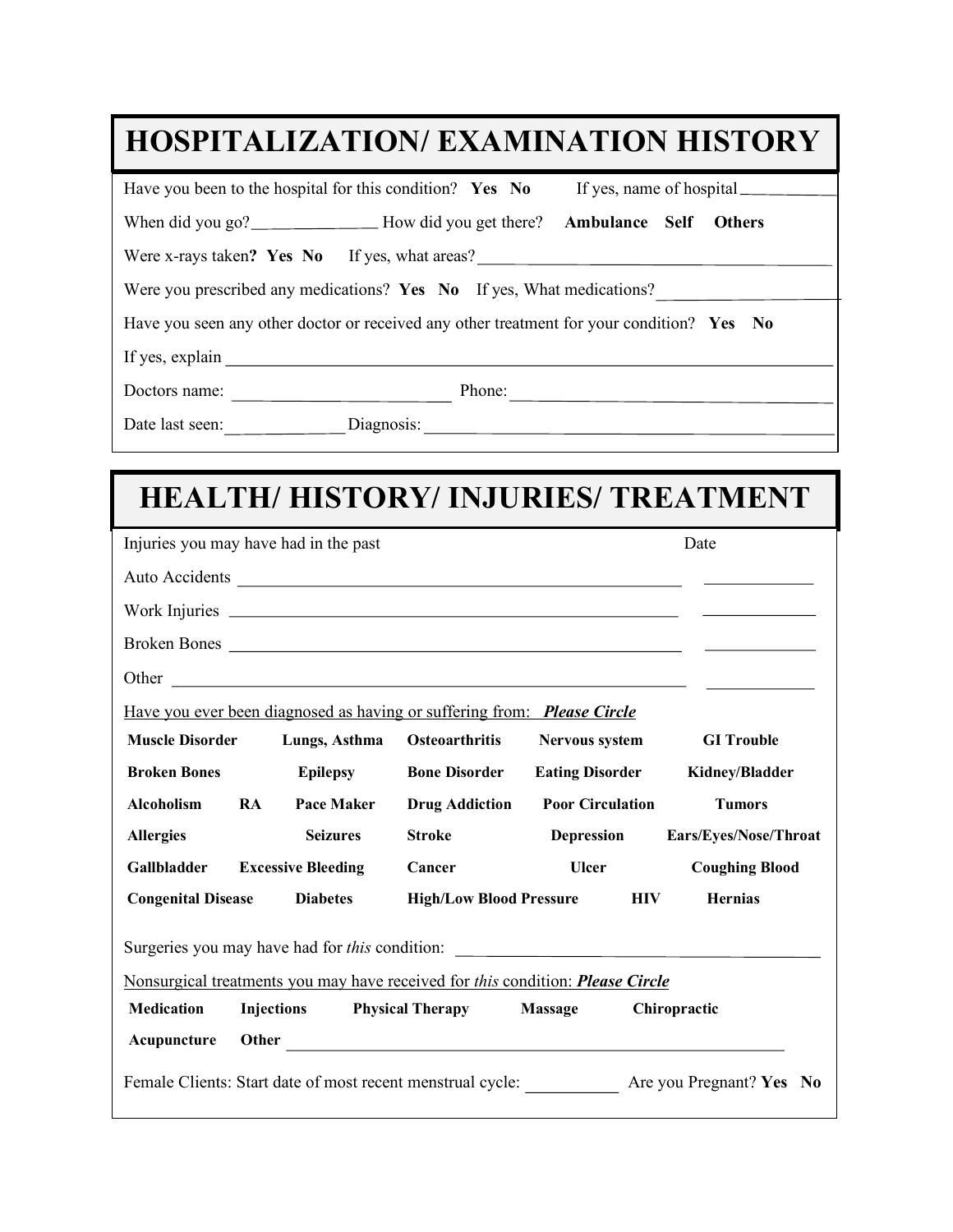# HOSPITALIZATION/ EXAMINATION HISTORY

Have you been to the hospital for this condition? **Yes No** If yes, name of hospital ___________

When did you go? _______________ How did you get there? **Ambulance Self Others**

Were x-rays taken**? Yes No** If yes, what areas? _____________________________________________

Were you prescribed any medications? **Yes No** If yes, What medications? ______________________

Have you seen any other doctor or received any other treatment for your condition? **Yes No**

If yes, explain ______________________________________________________________________________

Doctors name: __________________________ Phone: ________________________________________

Date last seen: ______________ Diagnosis: ___________________________________________________

# HEALTH/ HISTORY/ INJURIES/ TREATMENT

| Injuries you may have had in the past | Date |
|---|---|
| Auto Accidents _______________________________________________________ | _____________ |
| Work Injuries ________________________________________________________ | _____________ |
| Broken Bones ________________________________________________________ | _____________ |
| Other _______________________________________________________________ | _____________ |

Have you ever been diagnosed as having or suffering from: ***Please Circle***

| | | | | |
|---|---|---|---|---|
| **Muscle Disorder** | **Lungs, Asthma** | **Osteoarthritis** | **Nervous system** | **GI Trouble** |
| **Broken Bones** | **Epilepsy** | **Bone Disorder** | **Eating Disorder** | **Kidney/Bladder** |
| **Alcoholism RA** | **Pace Maker** | **Drug Addiction** | **Poor Circulation** | **Tumors** |
| **Allergies** | **Seizures** | **Stroke** | **Depression** | **Ears/Eyes/Nose/Throat** |
| **Gallbladder** | **Excessive Bleeding** | **Cancer** | **Ulcer** | **Coughing Blood** |
| **Congenital Disease** | **Diabetes** | **High/Low Blood Pressure** | **HIV** | **Hernias** |

Surgeries you may have had for *this* condition: ____________________________________________

Nonsurgical treatments you may have received for *this* condition: ***Please Circle***

**Medication** **Injections** **Physical Therapy** **Massage** **Chiropractic**

**Acupuncture** **Other** _______________________________________________________________

Female Clients: Start date of most recent menstrual cycle: ___________ Are you Pregnant? **Yes No**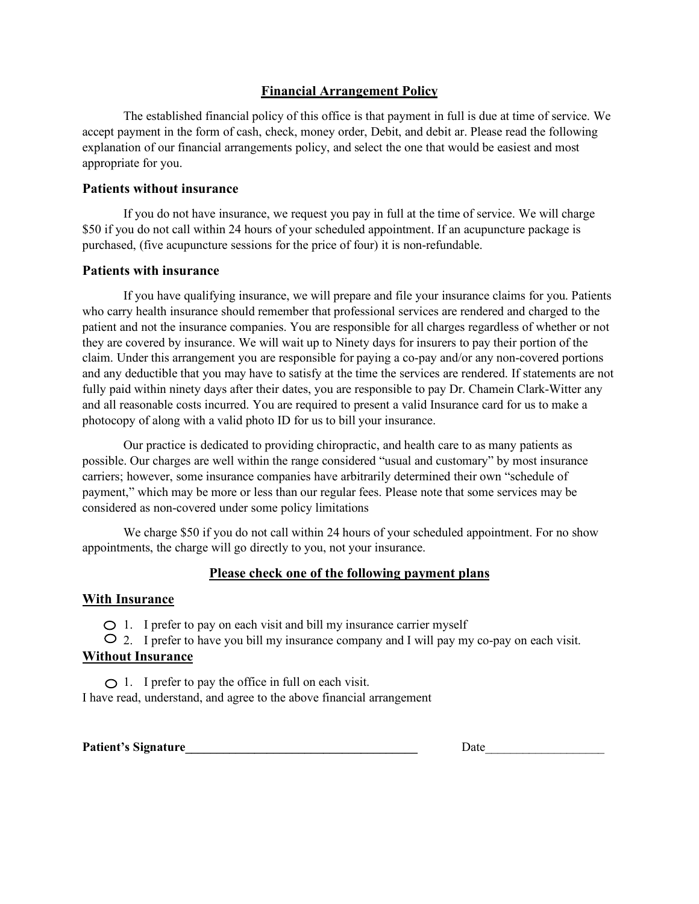## Financial Arrangement Policy

The established financial policy of this office is that payment in full is due at time of service. We accept payment in the form of cash, check, money order, Debit, and debit ar. Please read the following explanation of our financial arrangements policy, and select the one that would be easiest and most appropriate for you.

### Patients without insurance

If you do not have insurance, we request you pay in full at the time of service. We will charge $50 if you do not call within 24 hours of your scheduled appointment. If an acupuncture package is purchased, (five acupuncture sessions for the price of four) it is non-refundable.

### Patients with insurance

If you have qualifying insurance, we will prepare and file your insurance claims for you. Patients who carry health insurance should remember that professional services are rendered and charged to the patient and not the insurance companies. You are responsible for all charges regardless of whether or not they are covered by insurance. We will wait up to Ninety days for insurers to pay their portion of the claim. Under this arrangement you are responsible for paying a co-pay and/or any non-covered portions and any deductible that you may have to satisfy at the time the services are rendered. If statements are not fully paid within ninety days after their dates, you are responsible to pay Dr. Chamein Clark-Witter any and all reasonable costs incurred. You are required to present a valid Insurance card for us to make a photocopy of along with a valid photo ID for us to bill your insurance.

Our practice is dedicated to providing chiropractic, and health care to as many patients as possible. Our charges are well within the range considered "usual and customary" by most insurance carriers; however, some insurance companies have arbitrarily determined their own "schedule of payment," which may be more or less than our regular fees. Please note that some services may be considered as non-covered under some policy limitations

We charge $50 if you do not call within 24 hours of your scheduled appointment. For no show appointments, the charge will go directly to you, not your insurance.

### Please check one of the following payment plans

**With Insurance**

- ○ 1. I prefer to pay on each visit and bill my insurance carrier myself
- ○ 2. I prefer to have you bill my insurance company and I will pay my co-pay on each visit.

**Without Insurance**

- ○ 1. I prefer to pay the office in full on each visit.

I have read, understand, and agree to the above financial arrangement

**Patient's Signature**\_\_\_\_\_\_\_\_\_\_\_\_\_\_\_\_\_\_\_\_\_\_\_\_\_\_\_\_\_\_\_\_\_\_\_\_ Date\_\_\_\_\_\_\_\_\_\_\_\_\_\_\_\_\_\_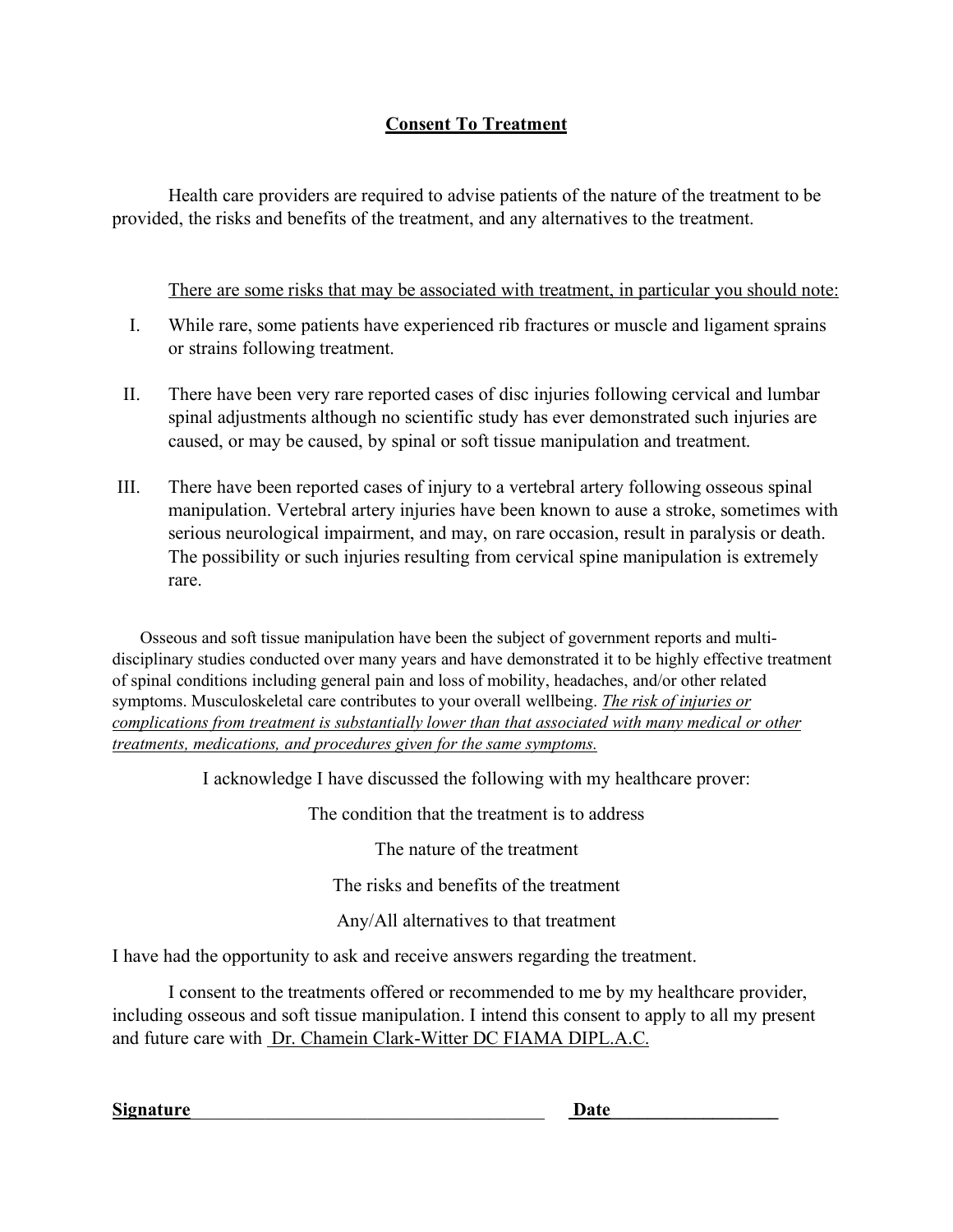## Consent To Treatment

Health care providers are required to advise patients of the nature of the treatment to be provided, the risks and benefits of the treatment, and any alternatives to the treatment.

<u>There are some risks that may be associated with treatment, in particular you should note:</u>

I. While rare, some patients have experienced rib fractures or muscle and ligament sprains or strains following treatment.

II. There have been very rare reported cases of disc injuries following cervical and lumbar spinal adjustments although no scientific study has ever demonstrated such injuries are caused, or may be caused, by spinal or soft tissue manipulation and treatment.

III. There have been reported cases of injury to a vertebral artery following osseous spinal manipulation. Vertebral artery injuries have been known to ause a stroke, sometimes with serious neurological impairment, and may, on rare occasion, result in paralysis or death. The possibility or such injuries resulting from cervical spine manipulation is extremely rare.

Osseous and soft tissue manipulation have been the subject of government reports and multi-disciplinary studies conducted over many years and have demonstrated it to be highly effective treatment of spinal conditions including general pain and loss of mobility, headaches, and/or other related symptoms. Musculoskeletal care contributes to your overall wellbeing. *<u>The risk of injuries or complications from treatment is substantially lower than that associated with many medical or other treatments, medications, and procedures given for the same symptoms.</u>*

I acknowledge I have discussed the following with my healthcare prover:

The condition that the treatment is to address

The nature of the treatment

The risks and benefits of the treatment

Any/All alternatives to that treatment

I have had the opportunity to ask and receive answers regarding the treatment.

I consent to the treatments offered or recommended to me by my healthcare provider, including osseous and soft tissue manipulation. I intend this consent to apply to all my present and future care with <u>Dr. Chamein Clark-Witter DC FIAMA DIPL.A.C.</u>

**Signature**\_\_\_\_\_\_\_\_\_\_\_\_\_\_\_\_\_\_\_\_\_\_\_\_\_\_\_\_\_\_\_\_\_\_\_\_\_\_ **Date**\_\_\_\_\_\_\_\_\_\_\_\_\_\_\_\_\_\_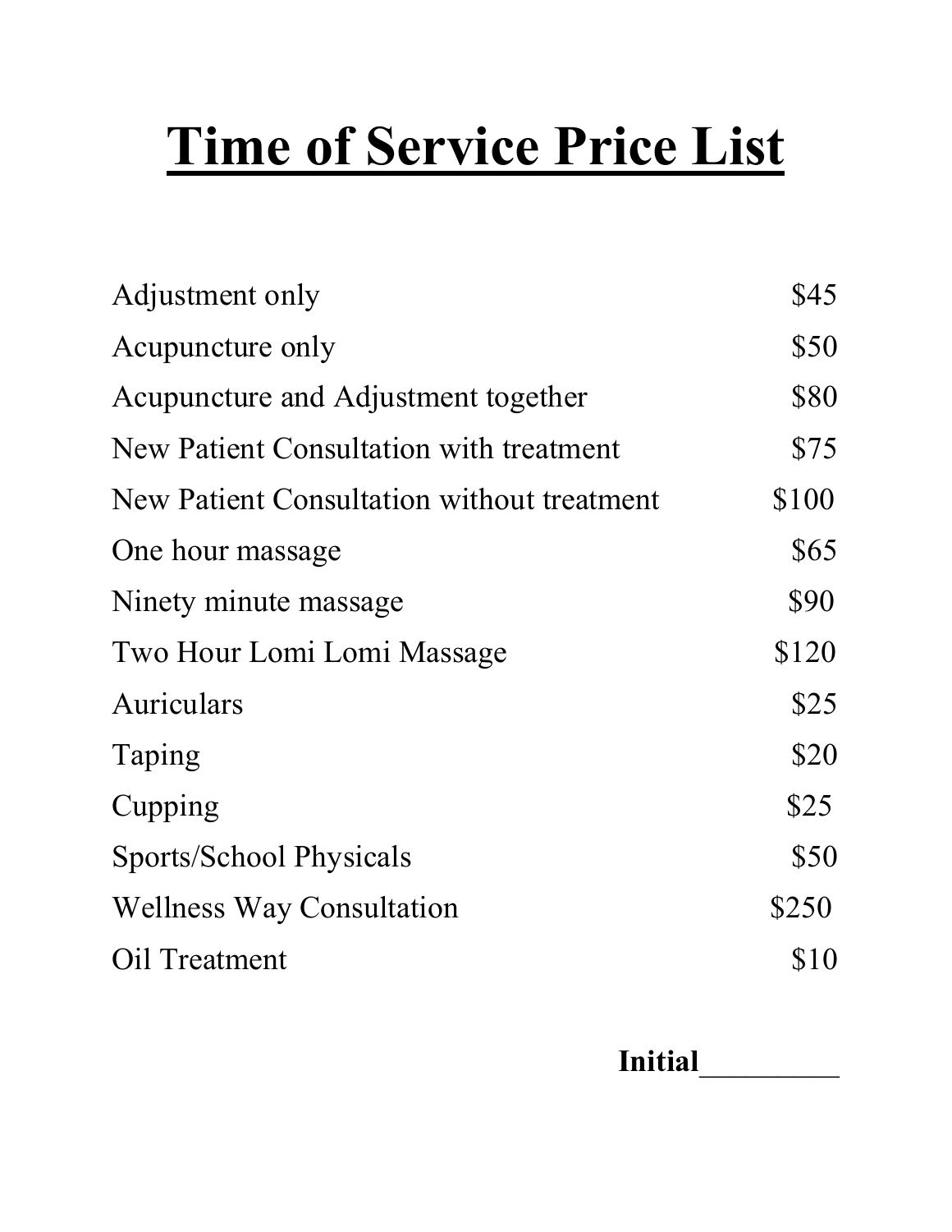# Time of Service Price List

| | |
|---|---|
| Adjustment only | $45 |
| Acupuncture only | $50 |
| Acupuncture and Adjustment together | $80 |
| New Patient Consultation with treatment | $75 |
| New Patient Consultation without treatment | $100 |
| One hour massage | $65 |
| Ninety minute massage | $90 |
| Two Hour Lomi Lomi Massage | $120 |
| Auriculars | $25 |
| Taping | $20 |
| Cupping | $25 |
| Sports/School Physicals | $50 |
| Wellness Way Consultation | $250 |
| Oil Treatment | $10 |

**Initial**_________